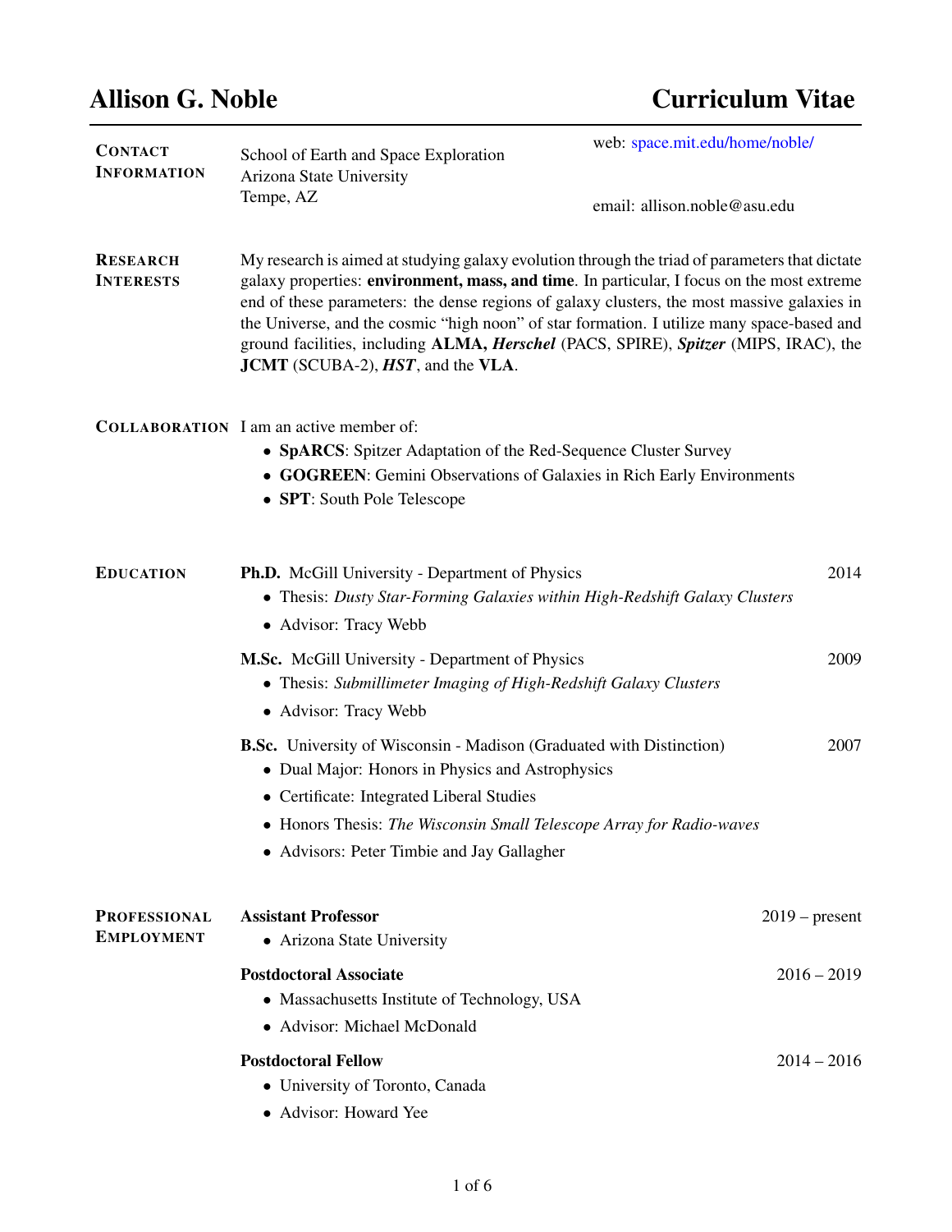# Allison G. Noble — Curriculum Vitae

## Contact Information

School of Earth and Space Exploration
Arizona State University
Tempe, AZ

web: space.mit.edu/home/noble/

email: allison.noble@asu.edu

## Research Interests

My research is aimed at studying galaxy evolution through the triad of parameters that dictate galaxy properties: **environment, mass, and time**. In particular, I focus on the most extreme end of these parameters: the dense regions of galaxy clusters, the most massive galaxies in the Universe, and the cosmic "high noon" of star formation. I utilize many space-based and ground facilities, including **ALMA,** ***Herschel*** (PACS, SPIRE), ***Spitzer*** (MIPS, IRAC), the **JCMT** (SCUBA-2), ***HST***, and the **VLA**.

## Collaboration

I am an active member of:

- **SpARCS**: Spitzer Adaptation of the Red-Sequence Cluster Survey
- **GOGREEN**: Gemini Observations of Galaxies in Rich Early Environments
- **SPT**: South Pole Telescope

## Education

**Ph.D.** McGill University - Department of Physics — 2014

- Thesis: *Dusty Star-Forming Galaxies within High-Redshift Galaxy Clusters*
- Advisor: Tracy Webb

**M.Sc.** McGill University - Department of Physics — 2009

- Thesis: *Submillimeter Imaging of High-Redshift Galaxy Clusters*
- Advisor: Tracy Webb

**B.Sc.** University of Wisconsin - Madison (Graduated with Distinction) — 2007

- Dual Major: Honors in Physics and Astrophysics
- Certificate: Integrated Liberal Studies
- Honors Thesis: *The Wisconsin Small Telescope Array for Radio-waves*
- Advisors: Peter Timbie and Jay Gallagher

## Professional Employment

**Assistant Professor** — 2019 – present

- Arizona State University

**Postdoctoral Associate** — 2016 – 2019

- Massachusetts Institute of Technology, USA
- Advisor: Michael McDonald

**Postdoctoral Fellow** — 2014 – 2016

- University of Toronto, Canada
- Advisor: Howard Yee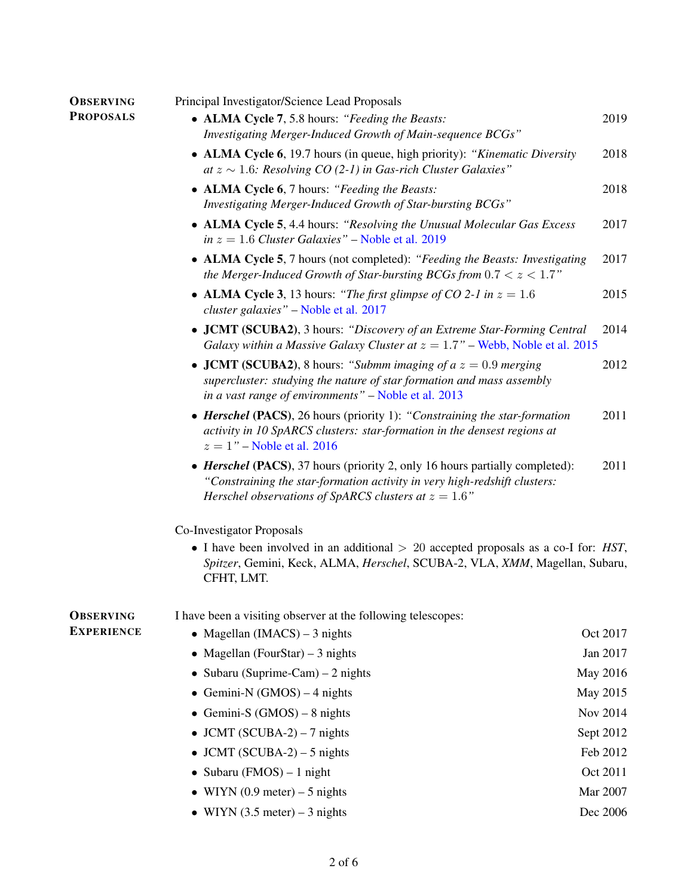## Observing Proposals

Principal Investigator/Science Lead Proposals

- **ALMA Cycle 7**, 5.8 hours: *"Feeding the Beasts: Investigating Merger-Induced Growth of Main-sequence BCGs"* — 2019
- **ALMA Cycle 6**, 19.7 hours (in queue, high priority): *"Kinematic Diversity at $z \sim 1.6$: Resolving CO (2-1) in Gas-rich Cluster Galaxies"* — 2018
- **ALMA Cycle 6**, 7 hours: *"Feeding the Beasts: Investigating Merger-Induced Growth of Star-bursting BCGs"* — 2018
- **ALMA Cycle 5**, 4.4 hours: *"Resolving the Unusual Molecular Gas Excess in $z = 1.6$ Cluster Galaxies"* – Noble et al. 2019 — 2017
- **ALMA Cycle 5**, 7 hours (not completed): *"Feeding the Beasts: Investigating the Merger-Induced Growth of Star-bursting BCGs from $0.7 < z < 1.7$"* — 2017
- **ALMA Cycle 3**, 13 hours: *"The first glimpse of CO 2-1 in $z = 1.6$ cluster galaxies"* – Noble et al. 2017 — 2015
- **JCMT (SCUBA2)**, 3 hours: *"Discovery of an Extreme Star-Forming Central Galaxy within a Massive Galaxy Cluster at $z = 1.7$"* – Webb, Noble et al. 2015 — 2014
- **JCMT (SCUBA2)**, 8 hours: *"Submm imaging of a $z = 0.9$ merging supercluster: studying the nature of star formation and mass assembly in a vast range of environments"* – Noble et al. 2013 — 2012
- ***Herschel* (PACS)**, 26 hours (priority 1): *"Constraining the star-formation activity in 10 SpARCS clusters: star-formation in the densest regions at $z = 1$"* – Noble et al. 2016 — 2011
- ***Herschel* (PACS)**, 37 hours (priority 2, only 16 hours partially completed): *"Constraining the star-formation activity in very high-redshift clusters: Herschel observations of SpARCS clusters at $z = 1.6$"* — 2011

Co-Investigator Proposals

- I have been involved in an additional $> 20$ accepted proposals as a co-I for: *HST*, *Spitzer*, Gemini, Keck, ALMA, *Herschel*, SCUBA-2, VLA, *XMM*, Magellan, Subaru, CFHT, LMT.

## Observing Experience

I have been a visiting observer at the following telescopes:

- Magellan (IMACS) – 3 nights — Oct 2017
- Magellan (FourStar) – 3 nights — Jan 2017
- Subaru (Suprime-Cam) – 2 nights — May 2016
- Gemini-N (GMOS) – 4 nights — May 2015
- Gemini-S (GMOS) – 8 nights — Nov 2014
- JCMT (SCUBA-2) – 7 nights — Sept 2012
- JCMT (SCUBA-2) – 5 nights — Feb 2012
- Subaru (FMOS) – 1 night — Oct 2011
- WIYN (0.9 meter) – 5 nights — Mar 2007
- WIYN (3.5 meter) – 3 nights — Dec 2006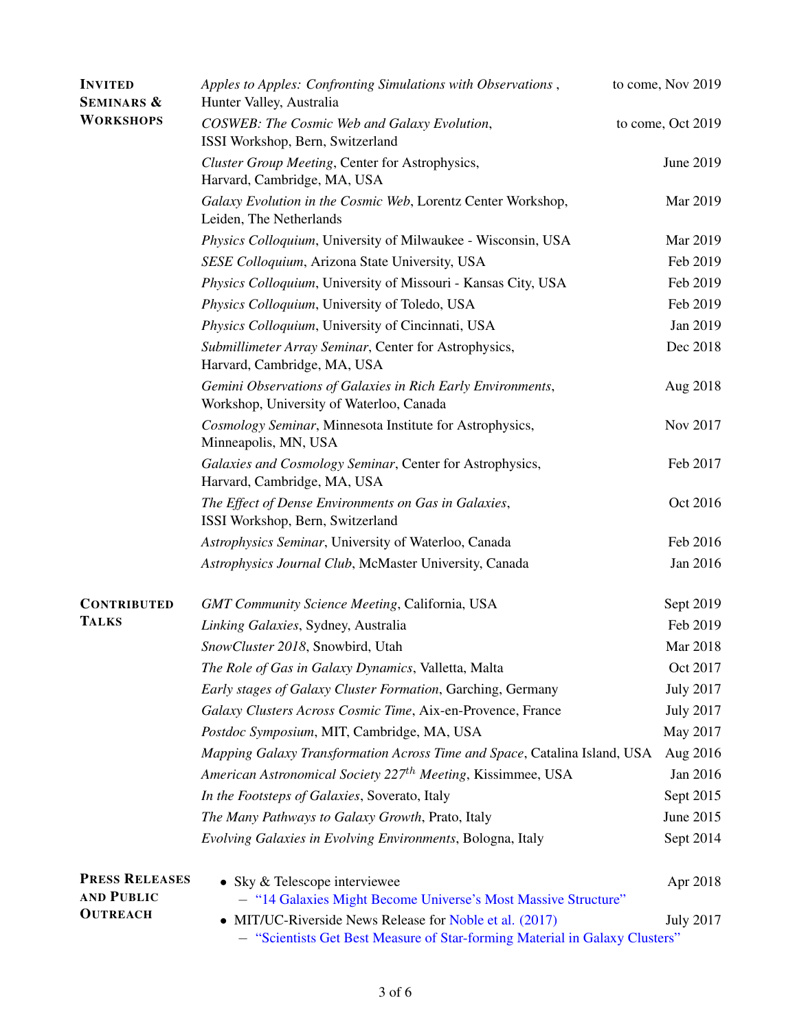## Invited Seminars & Workshops

| | | |
|---|---|---|
| *Apples to Apples: Confronting Simulations with Observations* , Hunter Valley, Australia | to come, Nov 2019 |
| *COSWEB: The Cosmic Web and Galaxy Evolution*, ISSI Workshop, Bern, Switzerland | to come, Oct 2019 |
| *Cluster Group Meeting*, Center for Astrophysics, Harvard, Cambridge, MA, USA | June 2019 |
| *Galaxy Evolution in the Cosmic Web*, Lorentz Center Workshop, Leiden, The Netherlands | Mar 2019 |
| *Physics Colloquium*, University of Milwaukee - Wisconsin, USA | Mar 2019 |
| *SESE Colloquium*, Arizona State University, USA | Feb 2019 |
| *Physics Colloquium*, University of Missouri - Kansas City, USA | Feb 2019 |
| *Physics Colloquium*, University of Toledo, USA | Feb 2019 |
| *Physics Colloquium*, University of Cincinnati, USA | Jan 2019 |
| *Submillimeter Array Seminar*, Center for Astrophysics, Harvard, Cambridge, MA, USA | Dec 2018 |
| *Gemini Observations of Galaxies in Rich Early Environments*, Workshop, University of Waterloo, Canada | Aug 2018 |
| *Cosmology Seminar*, Minnesota Institute for Astrophysics, Minneapolis, MN, USA | Nov 2017 |
| *Galaxies and Cosmology Seminar*, Center for Astrophysics, Harvard, Cambridge, MA, USA | Feb 2017 |
| *The Effect of Dense Environments on Gas in Galaxies*, ISSI Workshop, Bern, Switzerland | Oct 2016 |
| *Astrophysics Seminar*, University of Waterloo, Canada | Feb 2016 |
| *Astrophysics Journal Club*, McMaster University, Canada | Jan 2016 |

## Contributed Talks

| | |
|---|---|
| *GMT Community Science Meeting*, California, USA | Sept 2019 |
| *Linking Galaxies*, Sydney, Australia | Feb 2019 |
| *SnowCluster 2018*, Snowbird, Utah | Mar 2018 |
| *The Role of Gas in Galaxy Dynamics*, Valletta, Malta | Oct 2017 |
| *Early stages of Galaxy Cluster Formation*, Garching, Germany | July 2017 |
| *Galaxy Clusters Across Cosmic Time*, Aix-en-Provence, France | July 2017 |
| *Postdoc Symposium*, MIT, Cambridge, MA, USA | May 2017 |
| *Mapping Galaxy Transformation Across Time and Space*, Catalina Island, USA | Aug 2016 |
| *American Astronomical Society 227$^{th}$ Meeting*, Kissimmee, USA | Jan 2016 |
| *In the Footsteps of Galaxies*, Soverato, Italy | Sept 2015 |
| *The Many Pathways to Galaxy Growth*, Prato, Italy | June 2015 |
| *Evolving Galaxies in Evolving Environments*, Bologna, Italy | Sept 2014 |

## Press Releases and Public Outreach

- Sky & Telescope interviewee — Apr 2018
  - "14 Galaxies Might Become Universe's Most Massive Structure"
- MIT/UC-Riverside News Release for Noble et al. (2017) — July 2017
  - "Scientists Get Best Measure of Star-forming Material in Galaxy Clusters"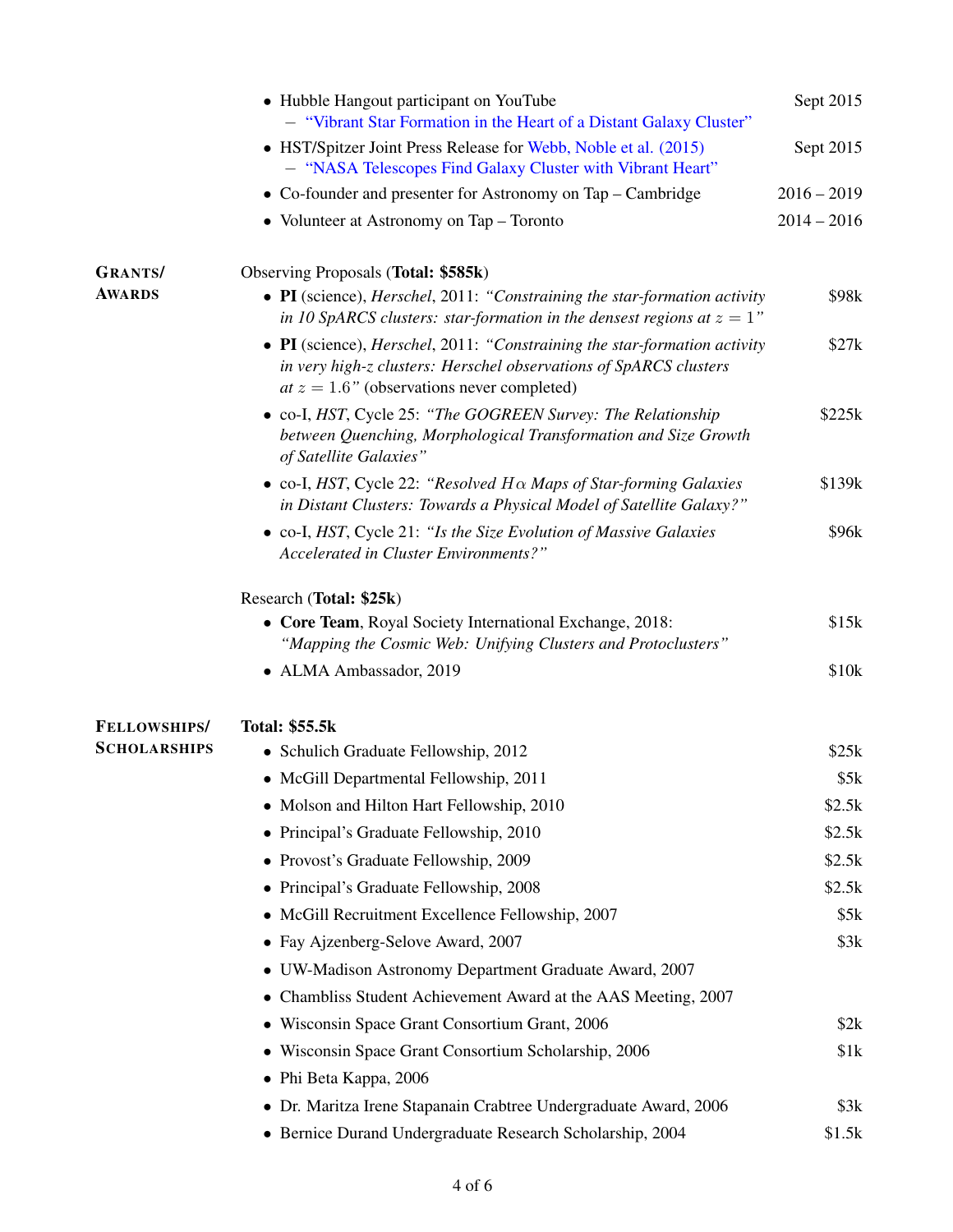- Hubble Hangout participant on YouTube — Sept 2015
  - "Vibrant Star Formation in the Heart of a Distant Galaxy Cluster"
- HST/Spitzer Joint Press Release for Webb, Noble et al. (2015) — Sept 2015
  - "NASA Telescopes Find Galaxy Cluster with Vibrant Heart"
- Co-founder and presenter for Astronomy on Tap – Cambridge — 2016 – 2019
- Volunteer at Astronomy on Tap – Toronto — 2014 – 2016

## Grants/Awards

Observing Proposals (**Total: $585k**)

- **PI** (science), *Herschel*, 2011: *"Constraining the star-formation activity in 10 SpARCS clusters: star-formation in the densest regions at $z = 1$"* — $98k
- **PI** (science), *Herschel*, 2011: *"Constraining the star-formation activity in very high-z clusters: Herschel observations of SpARCS clusters at $z = 1.6$"* (observations never completed) — $27k
- co-I, *HST*, Cycle 25: *"The GOGREEN Survey: The Relationship between Quenching, Morphological Transformation and Size Growth of Satellite Galaxies"* — $225k
- co-I, *HST*, Cycle 22: *"Resolved $H\alpha$ Maps of Star-forming Galaxies in Distant Clusters: Towards a Physical Model of Satellite Galaxy?"* — $139k
- co-I, *HST*, Cycle 21: *"Is the Size Evolution of Massive Galaxies Accelerated in Cluster Environments?"* — $96k

Research (**Total: $25k**)

- **Core Team**, Royal Society International Exchange, 2018: *"Mapping the Cosmic Web: Unifying Clusters and Protoclusters"* — $15k
- ALMA Ambassador, 2019 — $10k

## Fellowships/Scholarships

**Total: $55.5k**

- Schulich Graduate Fellowship, 2012 — $25k
- McGill Departmental Fellowship, 2011 — $5k
- Molson and Hilton Hart Fellowship, 2010 — $2.5k
- Principal's Graduate Fellowship, 2010 — $2.5k
- Provost's Graduate Fellowship, 2009 — $2.5k
- Principal's Graduate Fellowship, 2008 — $2.5k
- McGill Recruitment Excellence Fellowship, 2007 — $5k
- Fay Ajzenberg-Selove Award, 2007 — $3k
- UW-Madison Astronomy Department Graduate Award, 2007
- Chambliss Student Achievement Award at the AAS Meeting, 2007
- Wisconsin Space Grant Consortium Grant, 2006 — $2k
- Wisconsin Space Grant Consortium Scholarship, 2006 — $1k
- Phi Beta Kappa, 2006
- Dr. Maritza Irene Stapanain Crabtree Undergraduate Award, 2006 — $3k
- Bernice Durand Undergraduate Research Scholarship, 2004 — $1.5k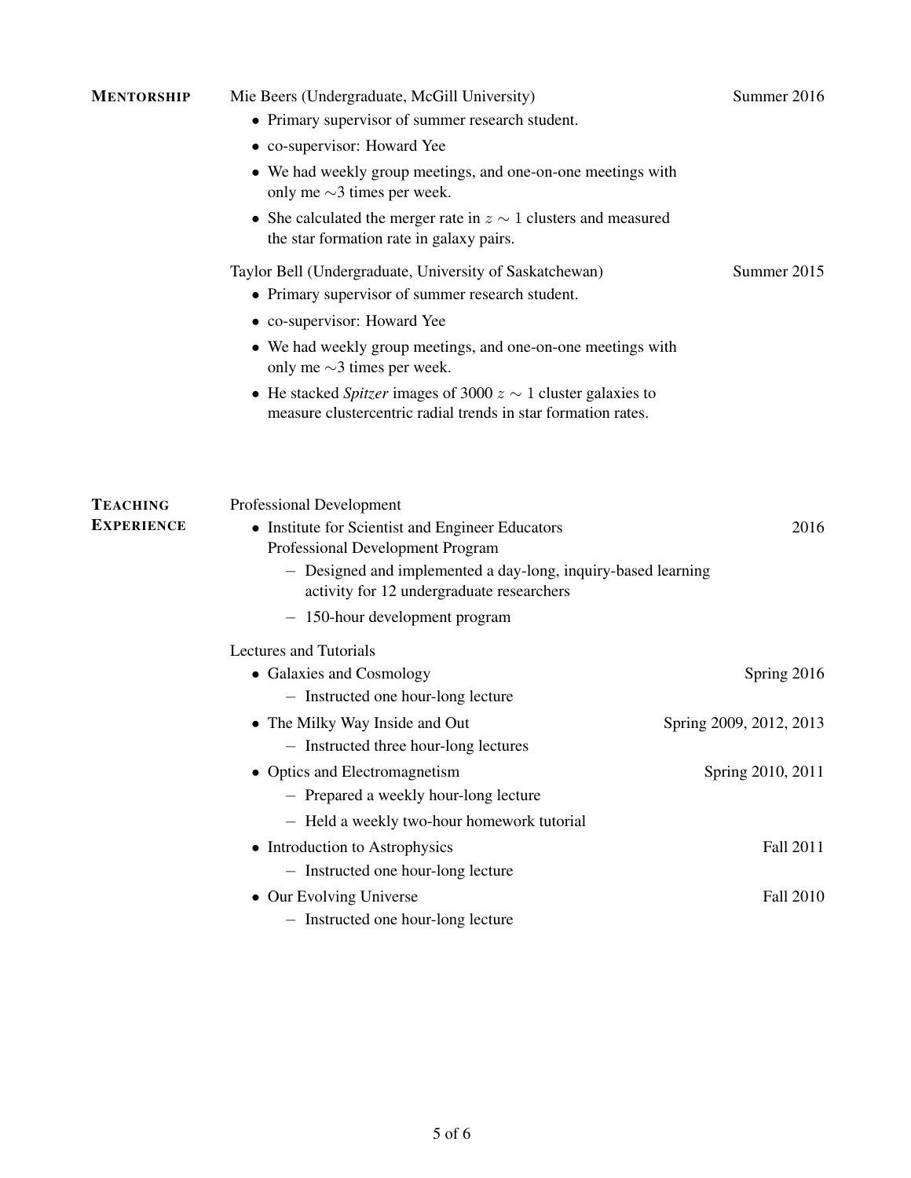## Mentorship

Mie Beers (Undergraduate, McGill University) — Summer 2016

- Primary supervisor of summer research student.
- co-supervisor: Howard Yee
- We had weekly group meetings, and one-on-one meetings with only me ~3 times per week.
- She calculated the merger rate in $z \sim 1$ clusters and measured the star formation rate in galaxy pairs.

Taylor Bell (Undergraduate, University of Saskatchewan) — Summer 2015

- Primary supervisor of summer research student.
- co-supervisor: Howard Yee
- We had weekly group meetings, and one-on-one meetings with only me ~3 times per week.
- He stacked *Spitzer* images of 3000 $z \sim 1$ cluster galaxies to measure clustercentric radial trends in star formation rates.

## Teaching Experience

Professional Development

- Institute for Scientist and Engineer Educators Professional Development Program — 2016
  - Designed and implemented a day-long, inquiry-based learning activity for 12 undergraduate researchers
  - 150-hour development program

Lectures and Tutorials

- Galaxies and Cosmology — Spring 2016
  - Instructed one hour-long lecture
- The Milky Way Inside and Out — Spring 2009, 2012, 2013
  - Instructed three hour-long lectures
- Optics and Electromagnetism — Spring 2010, 2011
  - Prepared a weekly hour-long lecture
  - Held a weekly two-hour homework tutorial
- Introduction to Astrophysics — Fall 2011
  - Instructed one hour-long lecture
- Our Evolving Universe — Fall 2010
  - Instructed one hour-long lecture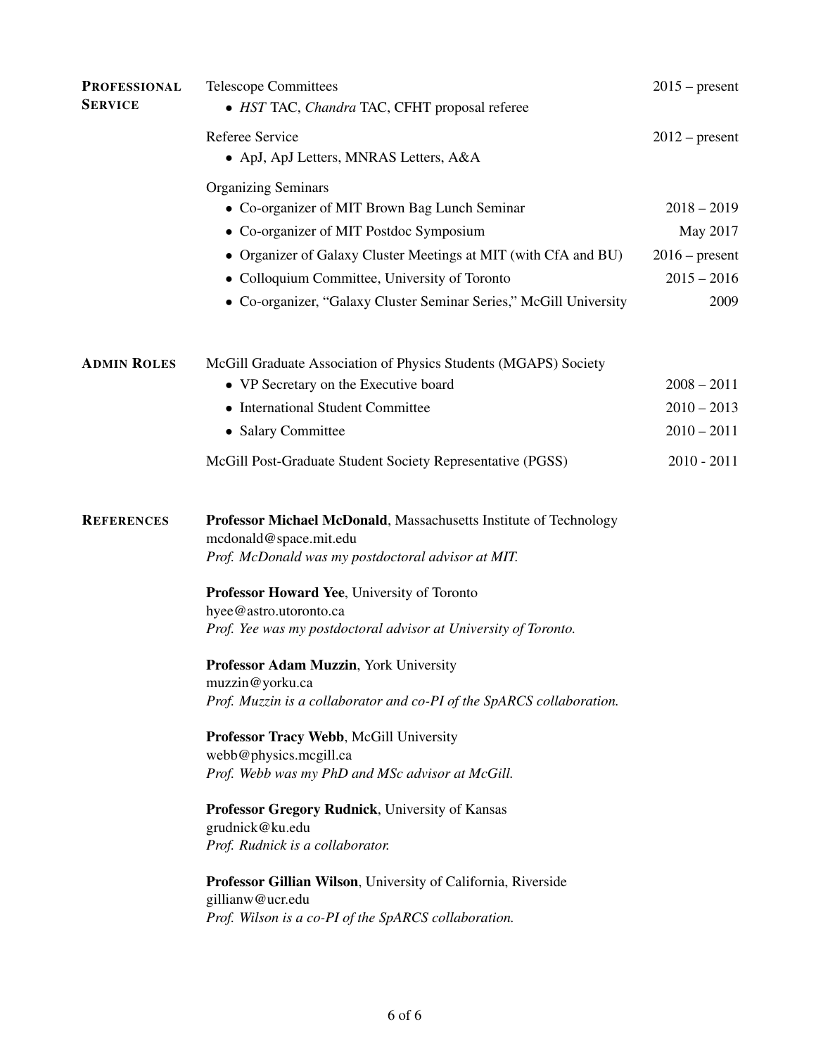## Professional Service

Telescope Committees — 2015 – present

- *HST* TAC, *Chandra* TAC, CFHT proposal referee

Referee Service — 2012 – present

- ApJ, ApJ Letters, MNRAS Letters, A&A

Organizing Seminars

- Co-organizer of MIT Brown Bag Lunch Seminar — 2018 – 2019
- Co-organizer of MIT Postdoc Symposium — May 2017
- Organizer of Galaxy Cluster Meetings at MIT (with CfA and BU) — 2016 – present
- Colloquium Committee, University of Toronto — 2015 – 2016
- Co-organizer, "Galaxy Cluster Seminar Series," McGill University — 2009

## Admin Roles

McGill Graduate Association of Physics Students (MGAPS) Society

- VP Secretary on the Executive board — 2008 – 2011
- International Student Committee — 2010 – 2013
- Salary Committee — 2010 – 2011

McGill Post-Graduate Student Society Representative (PGSS) — 2010 - 2011

## References

**Professor Michael McDonald**, Massachusetts Institute of Technology
mcdonald@space.mit.edu
*Prof. McDonald was my postdoctoral advisor at MIT.*

**Professor Howard Yee**, University of Toronto
hyee@astro.utoronto.ca
*Prof. Yee was my postdoctoral advisor at University of Toronto.*

**Professor Adam Muzzin**, York University
muzzin@yorku.ca
*Prof. Muzzin is a collaborator and co-PI of the SpARCS collaboration.*

**Professor Tracy Webb**, McGill University
webb@physics.mcgill.ca
*Prof. Webb was my PhD and MSc advisor at McGill.*

**Professor Gregory Rudnick**, University of Kansas
grudnick@ku.edu
*Prof. Rudnick is a collaborator.*

**Professor Gillian Wilson**, University of California, Riverside
gillianw@ucr.edu
*Prof. Wilson is a co-PI of the SpARCS collaboration.*